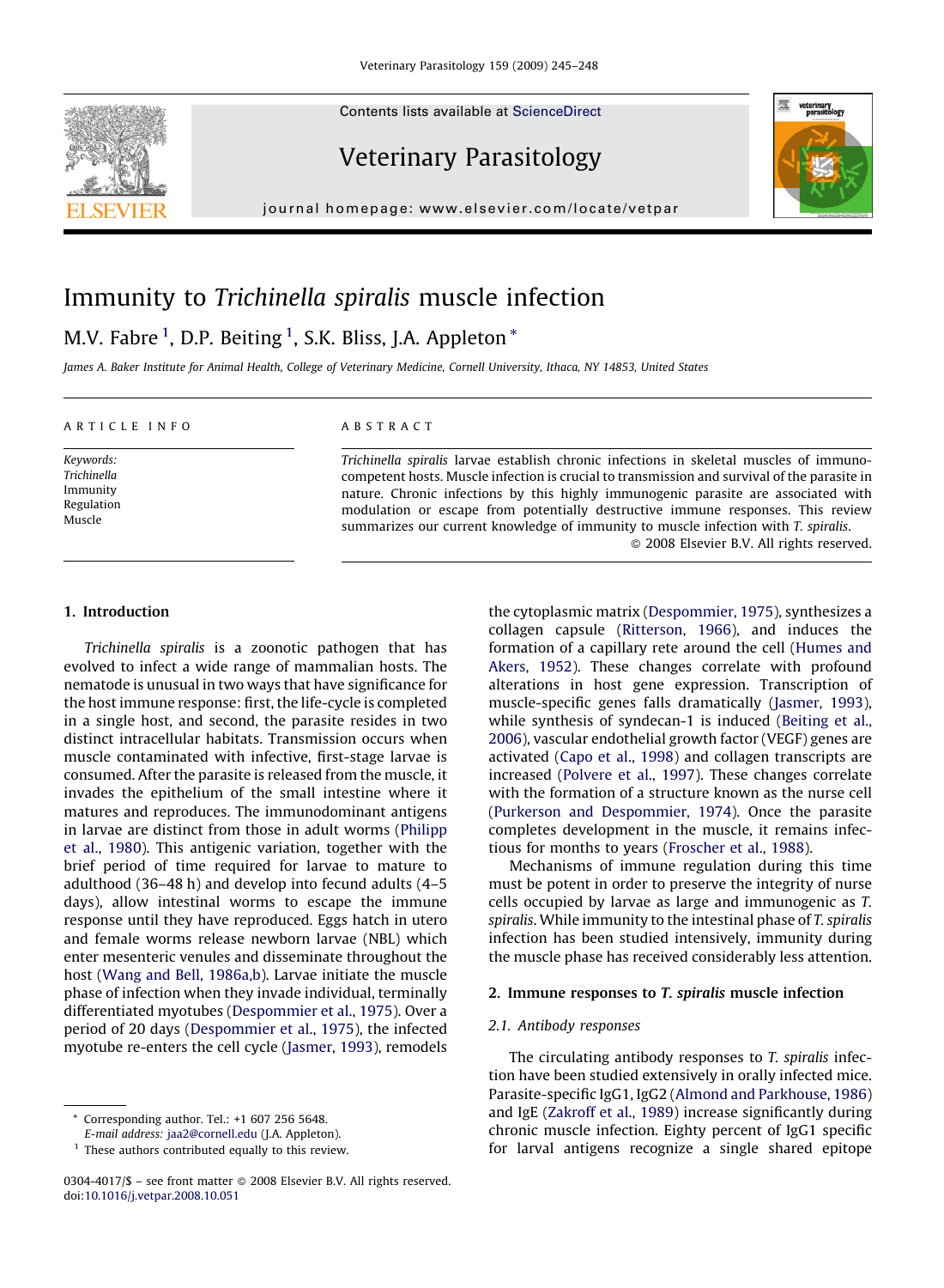Contents lists available at ScienceDirect

# Veterinary Parasitology

journal homepage: www.elsevier.com/locate/vetpar

# Immunity to *Trichinella spiralis* muscle infection

M.V. Fabre [1], D.P. Beiting [1], S.K. Bliss, J.A. Appleton *

*James A. Baker Institute for Animal Health, College of Veterinary Medicine, Cornell University, Ithaca, NY 14853, United States*

ARTICLE INFO

*Keywords:*
*Trichinella*
Immunity
Regulation
Muscle

ABSTRACT

*Trichinella spiralis* larvae establish chronic infections in skeletal muscles of immunocompetent hosts. Muscle infection is crucial to transmission and survival of the parasite in nature. Chronic infections by this highly immunogenic parasite are associated with modulation or escape from potentially destructive immune responses. This review summarizes our current knowledge of immunity to muscle infection with *T. spiralis*.

© 2008 Elsevier B.V. All rights reserved.

## 1. Introduction

*Trichinella spiralis* is a zoonotic pathogen that has evolved to infect a wide range of mammalian hosts. The nematode is unusual in two ways that have significance for the host immune response: first, the life-cycle is completed in a single host, and second, the parasite resides in two distinct intracellular habitats. Transmission occurs when muscle contaminated with infective, first-stage larvae is consumed. After the parasite is released from the muscle, it invades the epithelium of the small intestine where it matures and reproduces. The immunodominant antigens in larvae are distinct from those in adult worms (Philipp et al., 1980). This antigenic variation, together with the brief period of time required for larvae to mature to adulthood (36–48 h) and develop into fecund adults (4–5 days), allow intestinal worms to escape the immune response until they have reproduced. Eggs hatch in utero and female worms release newborn larvae (NBL) which enter mesenteric venules and disseminate throughout the host (Wang and Bell, 1986a,b). Larvae initiate the muscle phase of infection when they invade individual, terminally differentiated myotubes (Despommier et al., 1975). Over a period of 20 days (Despommier et al., 1975), the infected myotube re-enters the cell cycle (Jasmer, 1993), remodels the cytoplasmic matrix (Despommier, 1975), synthesizes a collagen capsule (Ritterson, 1966), and induces the formation of a capillary rete around the cell (Humes and Akers, 1952). These changes correlate with profound alterations in host gene expression. Transcription of muscle-specific genes falls dramatically (Jasmer, 1993), while synthesis of syndecan-1 is induced (Beiting et al., 2006), vascular endothelial growth factor (VEGF) genes are activated (Capo et al., 1998) and collagen transcripts are increased (Polvere et al., 1997). These changes correlate with the formation of a structure known as the nurse cell (Purkerson and Despommier, 1974). Once the parasite completes development in the muscle, it remains infectious for months to years (Froscher et al., 1988).

Mechanisms of immune regulation during this time must be potent in order to preserve the integrity of nurse cells occupied by larvae as large and immunogenic as *T. spiralis*. While immunity to the intestinal phase of *T. spiralis* infection has been studied intensively, immunity during the muscle phase has received considerably less attention.

## 2. Immune responses to *T. spiralis* muscle infection

### 2.1. Antibody responses

The circulating antibody responses to *T. spiralis* infection have been studied extensively in orally infected mice. Parasite-specific IgG1, IgG2 (Almond and Parkhouse, 1986) and IgE (Zakroff et al., 1989) increase significantly during chronic muscle infection. Eighty percent of IgG1 specific for larval antigens recognize a single shared epitope

* Corresponding author. Tel.: +1 607 256 5648.
*E-mail address:* jaa2@cornell.edu (J.A. Appleton).
[1] These authors contributed equally to this review.

0304-4017/$ – see front matter © 2008 Elsevier B.V. All rights reserved.
doi:10.1016/j.vetpar.2008.10.051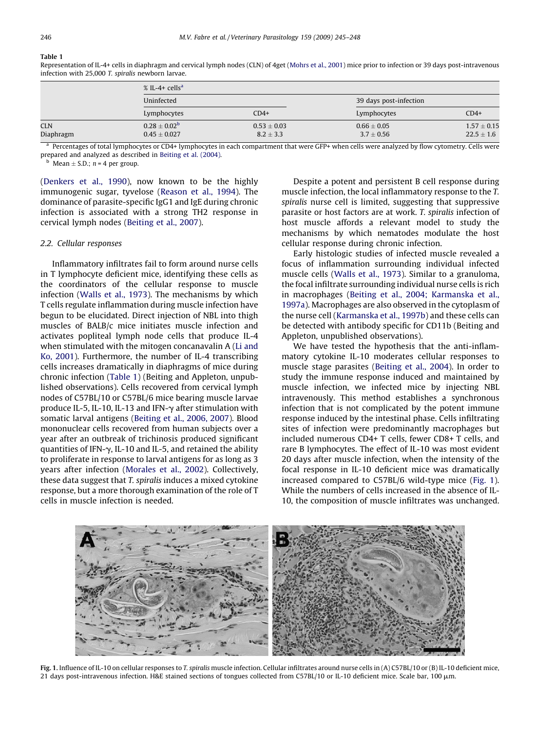**Table 1**
Representation of IL-4+ cells in diaphragm and cervical lymph nodes (CLN) of 4get (Mohrs et al., 2001) mice prior to infection or 39 days post-intravenous infection with 25,000 *T. spiralis* newborn larvae.

| | % IL-4+ cells[a] | | | |
|---|---|---|---|---|
| | Uninfected | | 39 days post-infection | |
| | Lymphocytes | CD4+ | Lymphocytes | CD4+ |
| CLN | 0.28 ± 0.02[b] | 0.53 ± 0.03 | 0.66 ± 0.05 | 1.57 ± 0.15 |
| Diaphragm | 0.45 ± 0.027 | 8.2 ± 3.3 | 3.7 ± 0.56 | 22.5 ± 1.6 |

[a] Percentages of total lymphocytes or CD4+ lymphocytes in each compartment that were GFP+ when cells were analyzed by flow cytometry. Cells were prepared and analyzed as described in Beiting et al. (2004).
[b] Mean ± S.D.; $n = 4$ per group.

(Denkers et al., 1990), now known to be the highly immunogenic sugar, tyvelose (Reason et al., 1994). The dominance of parasite-specific IgG1 and IgE during chronic infection is associated with a strong TH2 response in cervical lymph nodes (Beiting et al., 2007).

### 2.2. Cellular responses

Inflammatory infiltrates fail to form around nurse cells in T lymphocyte deficient mice, identifying these cells as the coordinators of the cellular response to muscle infection (Walls et al., 1973). The mechanisms by which T cells regulate inflammation during muscle infection have begun to be elucidated. Direct injection of NBL into thigh muscles of BALB/c mice initiates muscle infection and activates popliteal lymph node cells that produce IL-4 when stimulated with the mitogen concanavalin A (Li and Ko, 2001). Furthermore, the number of IL-4 transcribing cells increases dramatically in diaphragms of mice during chronic infection (Table 1) (Beiting and Appleton, unpublished observations). Cells recovered from cervical lymph nodes of C57BL/10 or C57BL/6 mice bearing muscle larvae produce IL-5, IL-10, IL-13 and IFN-γ after stimulation with somatic larval antigens (Beiting et al., 2006, 2007). Blood mononuclear cells recovered from human subjects over a year after an outbreak of trichinosis produced significant quantities of IFN-γ, IL-10 and IL-5, and retained the ability to proliferate in response to larval antigens for as long as 3 years after infection (Morales et al., 2002). Collectively, these data suggest that *T. spiralis* induces a mixed cytokine response, but a more thorough examination of the role of T cells in muscle infection is needed.

Despite a potent and persistent B cell response during muscle infection, the local inflammatory response to the *T. spiralis* nurse cell is limited, suggesting that suppressive parasite or host factors are at work. *T. spiralis* infection of host muscle affords a relevant model to study the mechanisms by which nematodes modulate the host cellular response during chronic infection.

Early histologic studies of infected muscle revealed a focus of inflammation surrounding individual infected muscle cells (Walls et al., 1973). Similar to a granuloma, the focal infiltrate surrounding individual nurse cells is rich in macrophages (Beiting et al., 2004; Karmanska et al., 1997a). Macrophages are also observed in the cytoplasm of the nurse cell (Karmanska et al., 1997b) and these cells can be detected with antibody specific for CD11b (Beiting and Appleton, unpublished observations).

We have tested the hypothesis that the anti-inflammatory cytokine IL-10 moderates cellular responses to muscle stage parasites (Beiting et al., 2004). In order to study the immune response induced and maintained by muscle infection, we infected mice by injecting NBL intravenously. This method establishes a synchronous infection that is not complicated by the potent immune response induced by the intestinal phase. Cells infiltrating sites of infection were predominantly macrophages but included numerous CD4+ T cells, fewer CD8+ T cells, and rare B lymphocytes. The effect of IL-10 was most evident 20 days after muscle infection, when the intensity of the focal response in IL-10 deficient mice was dramatically increased compared to C57BL/6 wild-type mice (Fig. 1). While the numbers of cells increased in the absence of IL-10, the composition of muscle infiltrates was unchanged.

**Fig. 1.** Influence of IL-10 on cellular responses to *T. spiralis* muscle infection. Cellular infiltrates around nurse cells in (A) C57BL/10 or (B) IL-10 deficient mice, 21 days post-intravenous infection. H&E stained sections of tongues collected from C57BL/10 or IL-10 deficient mice. Scale bar, 100 μm.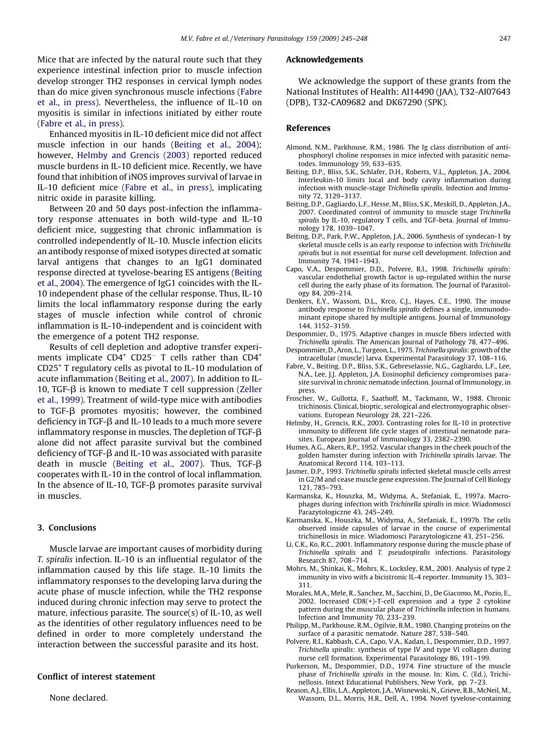Mice that are infected by the natural route such that they experience intestinal infection prior to muscle infection develop stronger TH2 responses in cervical lymph nodes than do mice given synchronous muscle infections (Fabre et al., in press). Nevertheless, the influence of IL-10 on myositis is similar in infections initiated by either route (Fabre et al., in press).

Enhanced myositis in IL-10 deficient mice did not affect muscle infection in our hands (Beiting et al., 2004); however, Helmby and Grencis (2003) reported reduced muscle burdens in IL-10 deficient mice. Recently, we have found that inhibition of iNOS improves survival of larvae in IL-10 deficient mice (Fabre et al., in press), implicating nitric oxide in parasite killing.

Between 20 and 50 days post-infection the inflammatory response attenuates in both wild-type and IL-10 deficient mice, suggesting that chronic inflammation is controlled independently of IL-10. Muscle infection elicits an antibody response of mixed isotypes directed at somatic larval antigens that changes to an IgG1 dominated response directed at tyvelose-bearing ES antigens (Beiting et al., 2004). The emergence of IgG1 coincides with the IL-10 independent phase of the cellular response. Thus, IL-10 limits the local inflammatory response during the early stages of muscle infection while control of chronic inflammation is IL-10-independent and is coincident with the emergence of a potent TH2 response.

Results of cell depletion and adoptive transfer experiments implicate $CD4^{+}$ $CD25^{-}$ T cells rather than $CD4^{+}$ $CD25^{+}$ T regulatory cells as pivotal to IL-10 modulation of acute inflammation (Beiting et al., 2007). In addition to IL-10, TGF-β is known to mediate T cell suppression (Zeller et al., 1999). Treatment of wild-type mice with antibodies to TGF-β promotes myositis; however, the combined deficiency in TGF-β and IL-10 leads to a much more severe inflammatory response in muscles. The depletion of TGF-β alone did not affect parasite survival but the combined deficiency of TGF-β and IL-10 was associated with parasite death in muscle (Beiting et al., 2007). Thus, TGF-β cooperates with IL-10 in the control of local inflammation. In the absence of IL-10, TGF-β promotes parasite survival in muscles.

## 3. Conclusions

Muscle larvae are important causes of morbidity during *T. spiralis* infection. IL-10 is an influential regulator of the inflammation caused by this life stage. IL-10 limits the inflammatory responses to the developing larva during the acute phase of muscle infection, while the TH2 response induced during chronic infection may serve to protect the mature, infectious parasite. The source(s) of IL-10, as well as the identities of other regulatory influences need to be defined in order to more completely understand the interaction between the successful parasite and its host.

## Conflict of interest statement

None declared.

## Acknowledgements

We acknowledge the support of these grants from the National Institutes of Health: AI14490 (JAA), T32-AI07643 (DPB), T32-CA09682 and DK67290 (SPK).

## References

Almond, N.M., Parkhouse, R.M., 1986. The Ig class distribution of anti-phosphoryl choline responses in mice infected with parasitic nematodes. Immunology 59, 633–635.

Beiting, D.P., Bliss, S.K., Schlafer, D.H., Roberts, V.L., Appleton, J.A., 2004. Interleukin-10 limits local and body cavity inflammation during infection with muscle-stage *Trichinella spiralis*. Infection and Immunity 72, 3129–3137.

Beiting, D.P., Gagliardo, L.F., Hesse, M., Bliss, S.K., Meskill, D., Appleton, J.A., 2007. Coordinated control of immunity to muscle stage *Trichinella spiralis* by IL-10, regulatory T cells, and TGF-beta. Journal of Immunology 178, 1039–1047.

Beiting, D.P., Park, P.W., Appleton, J.A., 2006. Synthesis of syndecan-1 by skeletal muscle cells is an early response to infection with *Trichinella spiralis* but is not essential for nurse cell development. Infection and Immunity 74, 1941–1943.

Capo, V.A., Despommier, D.D., Polvere, R.I., 1998. *Trichinella spiralis*: vascular endothelial growth factor is up-regulated within the nurse cell during the early phase of its formation. The Journal of Parasitology 84, 209–214.

Denkers, E.Y., Wassom, D.L., Krco, C.J., Hayes, C.E., 1990. The mouse antibody response to *Trichinella spiralis* defines a single, immunodominant epitope shared by multiple antigens. Journal of Immunology 144, 3152–3159.

Despommier, D., 1975. Adaptive changes in muscle fibers infected with *Trichinella spiralis*. The American Journal of Pathology 78, 477–496.

Despommier, D., Aron, L., Turgeon, L., 1975. *Trichinella spiralis*: growth of the intracellular (muscle) larva. Experimental Parasitology 37, 108–116.

Fabre, V., Beiting. D.P., Bliss, S.K., Gebreselassie, N.G., Gagliardo, L.F., Lee, N.A., Lee, J.J. Appleton, J.A. Eosinophil deficiency compromises parasite survival in chronic nematode infection. Journal of Immunology, in press.

Froscher, W., Gullotta, F., Saathoff, M., Tackmann, W., 1988. Chronic trichinosis. Clinical, bioptic, serological and electromyographic observations. European Neurology 28, 221–226.

Helmby, H., Grencis, R.K., 2003. Contrasting roles for IL-10 in protective immunity to different life cycle stages of intestinal nematode parasites. European Journal of Immunology 33, 2382–2390.

Humes, A.G., Akers, R.P., 1952. Vascular changes in the cheek pouch of the golden hamster during infection with *Trichinella spiralis* larvae. The Anatomical Record 114, 103–113.

Jasmer, D.P., 1993. *Trichinella spiralis* infected skeletal muscle cells arrest in G2/M and cease muscle gene expression. The Journal of Cell Biology 121, 785–793.

Karmanska, K., Houszka, M., Widyma, A., Stefaniak, E., 1997a. Macrophages during infection with *Trichinella spiralis* in mice. Wiadomosci Parazytologiczne 43, 245–249.

Karmanska, K., Houszka, M., Widyma, A., Stefaniak, E., 1997b. The cells observed inside capsules of larvae in the course of experimental trichinellosis in mice. Wiadomosci Parazytologiczne 43, 251–256.

Li, C.K., Ko, R.C., 2001. Inflammatory response during the muscle phase of *Trichinella spiralis* and *T. pseudospiralis* infections. Parasitology Research 87, 708–714.

Mohrs, M., Shinkai, K., Mohrs, K., Locksley, R.M., 2001. Analysis of type 2 immunity in vivo with a bicistronic IL-4 reporter. Immunity 15, 303–311.

Morales, M.A., Mele, R., Sanchez, M., Sacchini, D., De Giacomo, M., Pozio, E., 2002. Increased CD8(+)-T-cell expression and a type 2 cytokine pattern during the muscular phase of *Trichinella* infection in humans. Infection and Immunity 70, 233–239.

Philipp, M., Parkhouse, R.M., Ogilvie, B.M., 1980. Changing proteins on the surface of a parasitic nematode. Nature 287, 538–540.

Polvere, R.I., Kabbash, C.A., Capo, V.A., Kadan, I., Despommier, D.D., 1997. *Trichinella spiralis*: synthesis of type IV and type VI collagen during nurse cell formation. Experimental Parasitology 86, 191–199.

Purkerson, M., Despommier, D.D., 1974. Fine structure of the muscle phase of *Trichinella spiralis* in the mouse. In: Kim, C. (Ed.), Trichinellosis. Intext Educational Publishers, New York, pp. 7–23.

Reason, A.J., Ellis, L.A., Appleton, J.A., Wisnewski, N., Grieve, R.B., McNeil, M., Wassom, D.L., Morris, H.R., Dell, A., 1994. Novel tyvelose-containing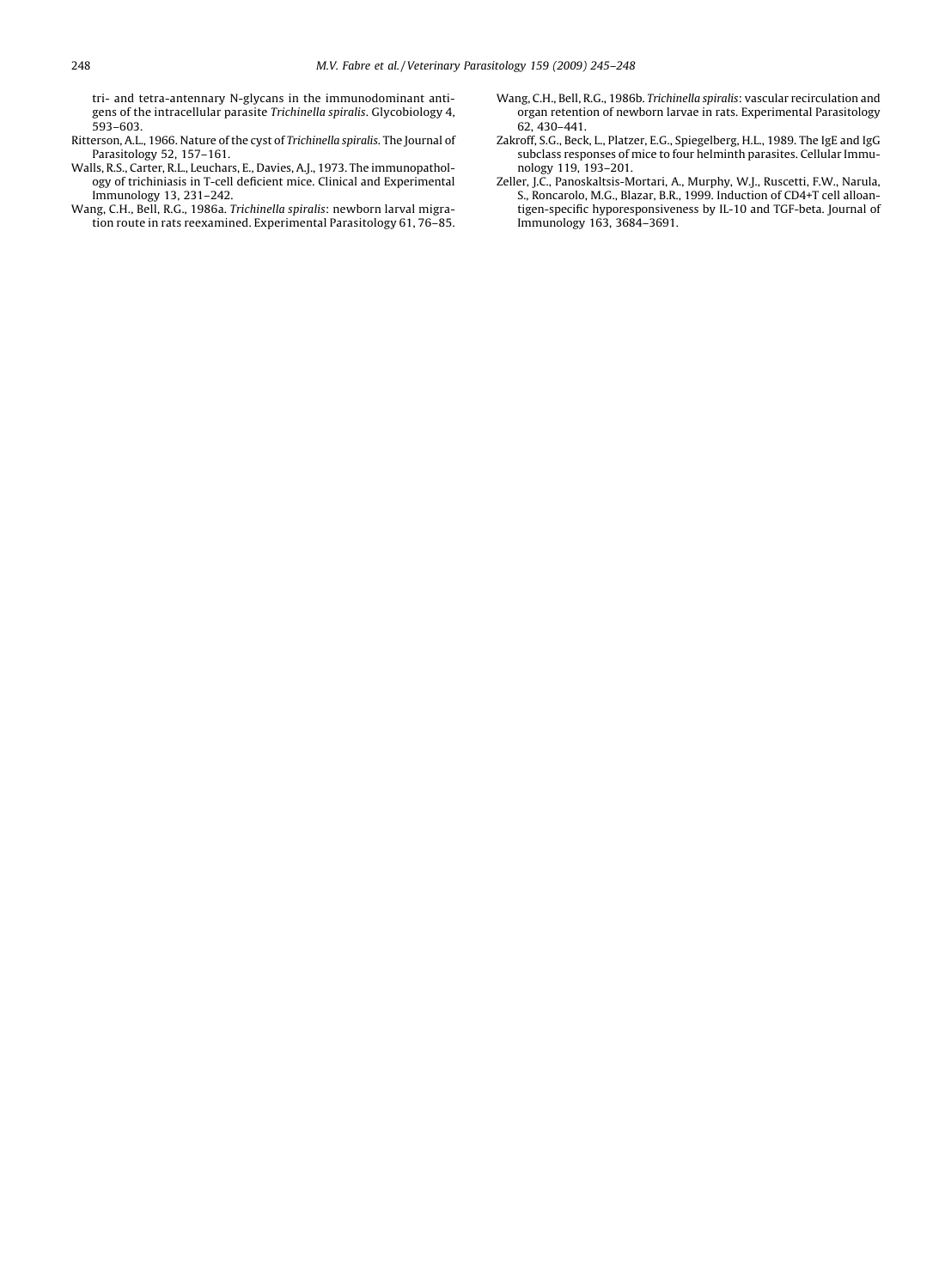tri- and tetra-antennary N-glycans in the immunodominant antigens of the intracellular parasite *Trichinella spiralis*. Glycobiology 4, 593–603.

Ritterson, A.L., 1966. Nature of the cyst of *Trichinella spiralis*. The Journal of Parasitology 52, 157–161.

Walls, R.S., Carter, R.L., Leuchars, E., Davies, A.J., 1973. The immunopathology of trichiniasis in T-cell deficient mice. Clinical and Experimental Immunology 13, 231–242.

Wang, C.H., Bell, R.G., 1986a. *Trichinella spiralis*: newborn larval migration route in rats reexamined. Experimental Parasitology 61, 76–85.

Wang, C.H., Bell, R.G., 1986b. *Trichinella spiralis*: vascular recirculation and organ retention of newborn larvae in rats. Experimental Parasitology 62, 430–441.

Zakroff, S.G., Beck, L., Platzer, E.G., Spiegelberg, H.L., 1989. The IgE and IgG subclass responses of mice to four helminth parasites. Cellular Immunology 119, 193–201.

Zeller, J.C., Panoskaltsis-Mortari, A., Murphy, W.J., Ruscetti, F.W., Narula, S., Roncarolo, M.G., Blazar, B.R., 1999. Induction of CD4+T cell alloantigen-specific hyporesponsiveness by IL-10 and TGF-beta. Journal of Immunology 163, 3684–3691.